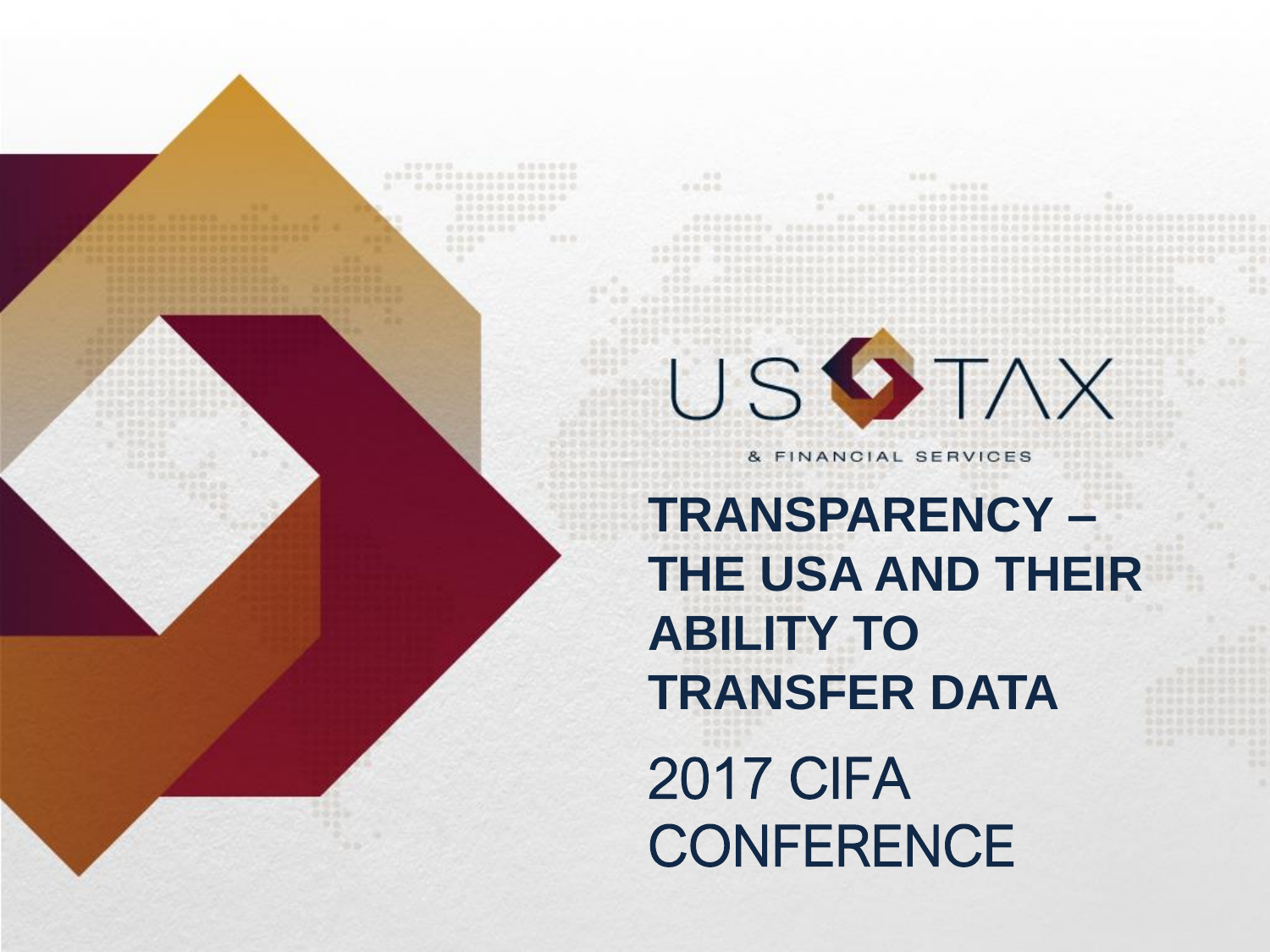US TAX

& FINANCIAL SERVICES

# TRANSPARENCY – THE USA AND THEIR ABILITY TO TRANSFER DATA

## 2017 CIFA CONFERENCE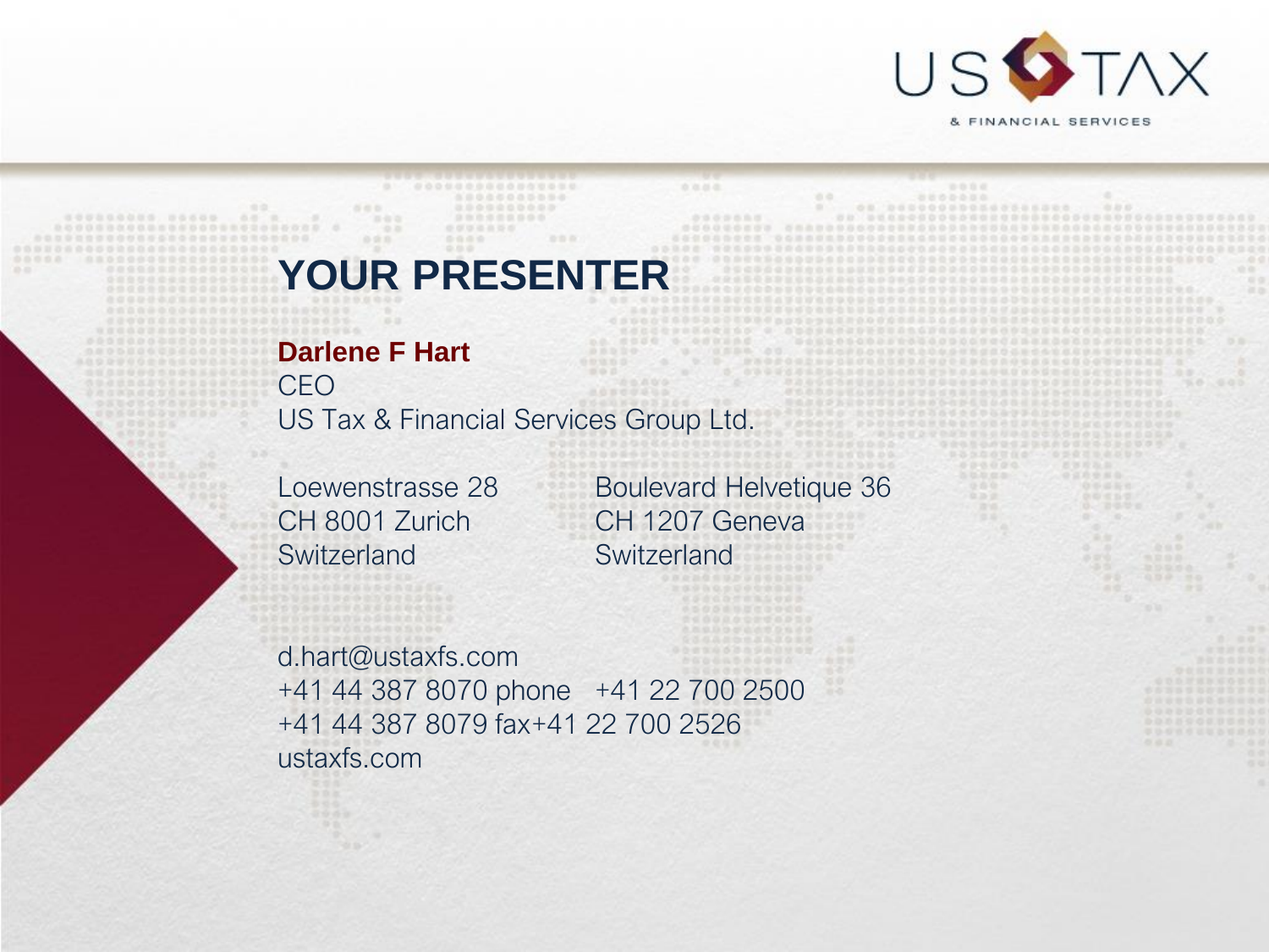# YOUR PRESENTER

**Darlene F Hart**
CEO
US Tax & Financial Services Group Ltd.

Loewenstrasse 28
CH 8001 Zurich
Switzerland

Boulevard Helvetique 36
CH 1207 Geneva
Switzerland

d.hart@ustaxfs.com
+41 44 387 8070 phone +41 22 700 2500
+41 44 387 8079 fax+41 22 700 2526
ustaxfs.com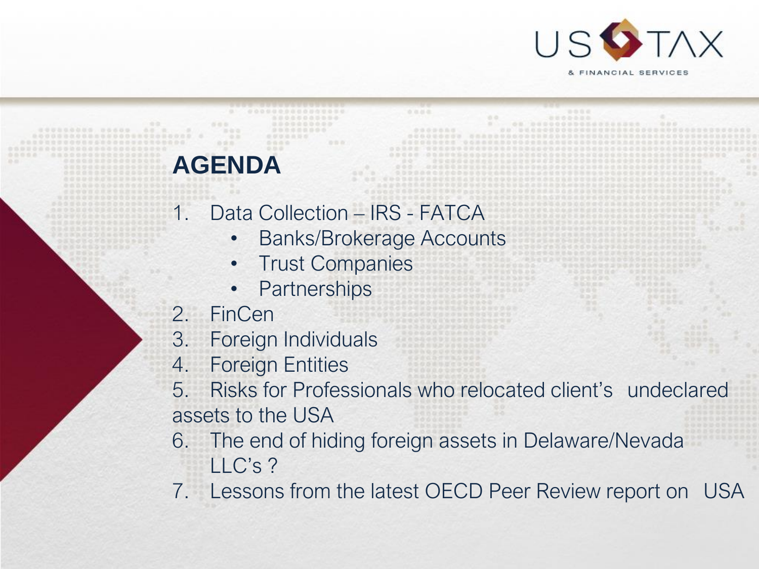## AGENDA

1. Data Collection – IRS - FATCA
   - Banks/Brokerage Accounts
   - Trust Companies
   - Partnerships
2. FinCen
3. Foreign Individuals
4. Foreign Entities
5. Risks for Professionals who relocated client's undeclared assets to the USA
6. The end of hiding foreign assets in Delaware/Nevada LLC's ?
7. Lessons from the latest OECD Peer Review report on USA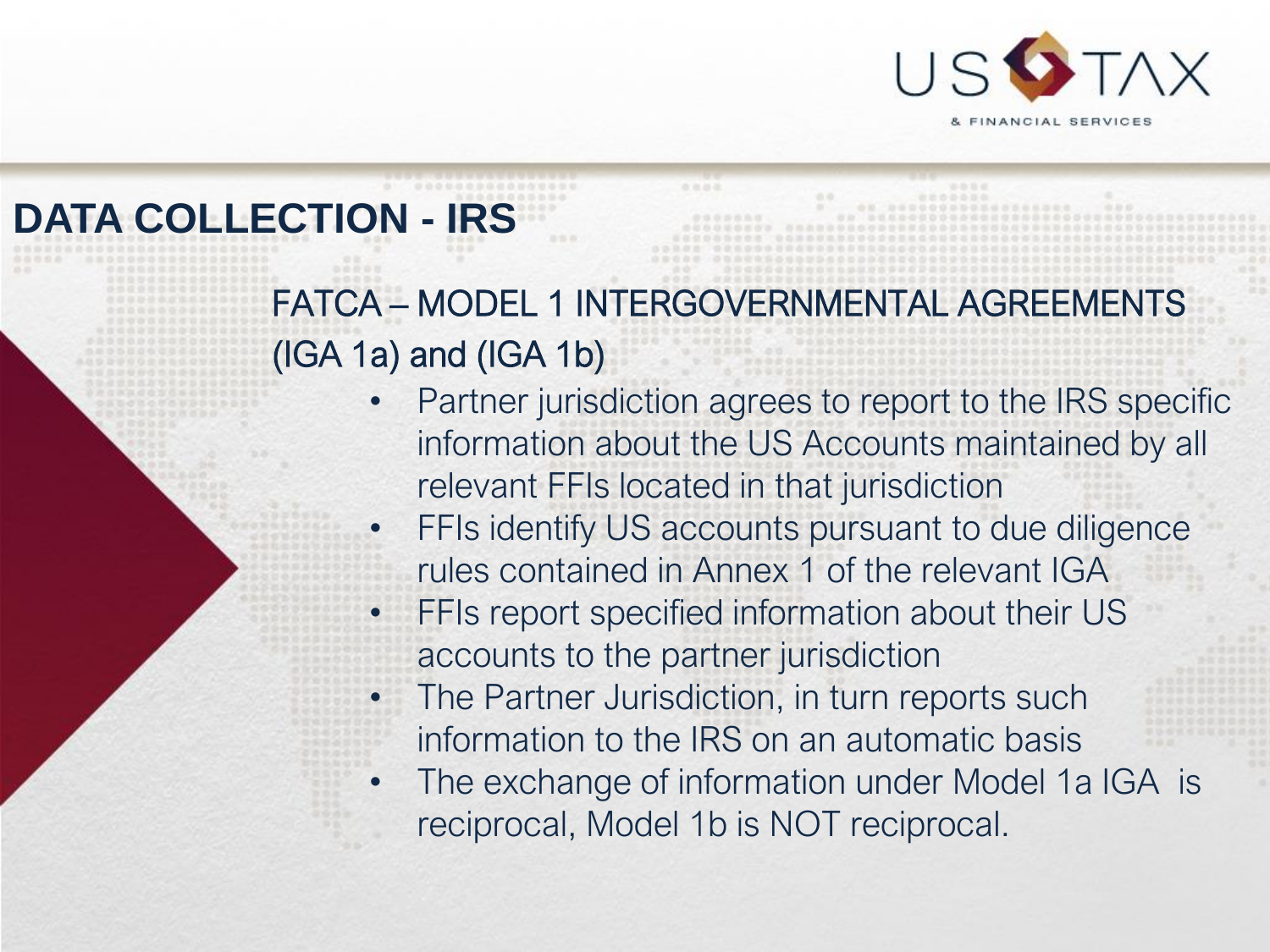# DATA COLLECTION - IRS

## FATCA – MODEL 1 INTERGOVERNMENTAL AGREEMENTS (IGA 1a) and (IGA 1b)

- Partner jurisdiction agrees to report to the IRS specific information about the US Accounts maintained by all relevant FFIs located in that jurisdiction
- FFIs identify US accounts pursuant to due diligence rules contained in Annex 1 of the relevant IGA
- FFIs report specified information about their US accounts to the partner jurisdiction
- The Partner Jurisdiction, in turn reports such information to the IRS on an automatic basis
- The exchange of information under Model 1a IGA is reciprocal, Model 1b is NOT reciprocal.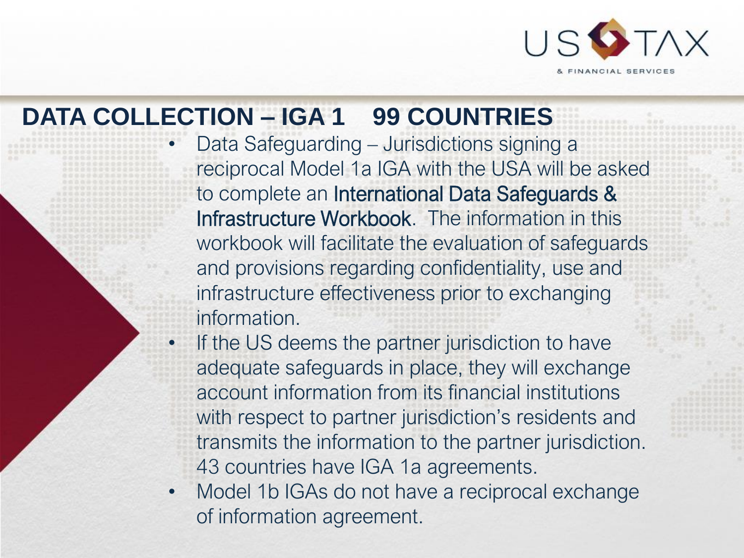## DATA COLLECTION – IGA 1 99 COUNTRIES

- Data Safeguarding – Jurisdictions signing a reciprocal Model 1a IGA with the USA will be asked to complete an International Data Safeguards & Infrastructure Workbook. The information in this workbook will facilitate the evaluation of safeguards and provisions regarding confidentiality, use and infrastructure effectiveness prior to exchanging information.
- If the US deems the partner jurisdiction to have adequate safeguards in place, they will exchange account information from its financial institutions with respect to partner jurisdiction's residents and transmits the information to the partner jurisdiction. 43 countries have IGA 1a agreements.
- Model 1b IGAs do not have a reciprocal exchange of information agreement.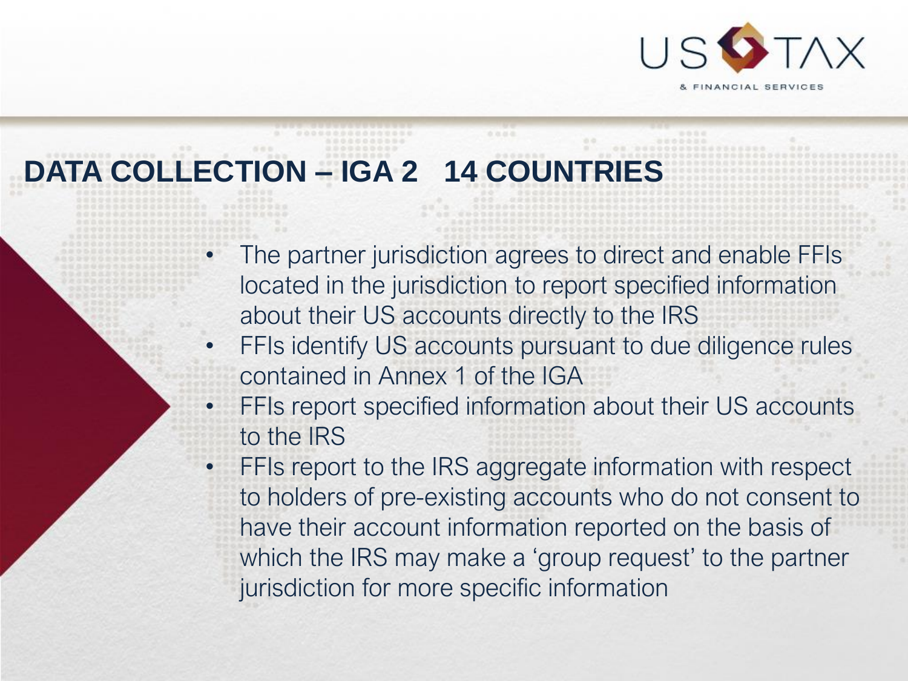# DATA COLLECTION – IGA 2 14 COUNTRIES

- The partner jurisdiction agrees to direct and enable FFIs located in the jurisdiction to report specified information about their US accounts directly to the IRS
- FFIs identify US accounts pursuant to due diligence rules contained in Annex 1 of the IGA
- FFIs report specified information about their US accounts to the IRS
- FFIs report to the IRS aggregate information with respect to holders of pre-existing accounts who do not consent to have their account information reported on the basis of which the IRS may make a 'group request' to the partner jurisdiction for more specific information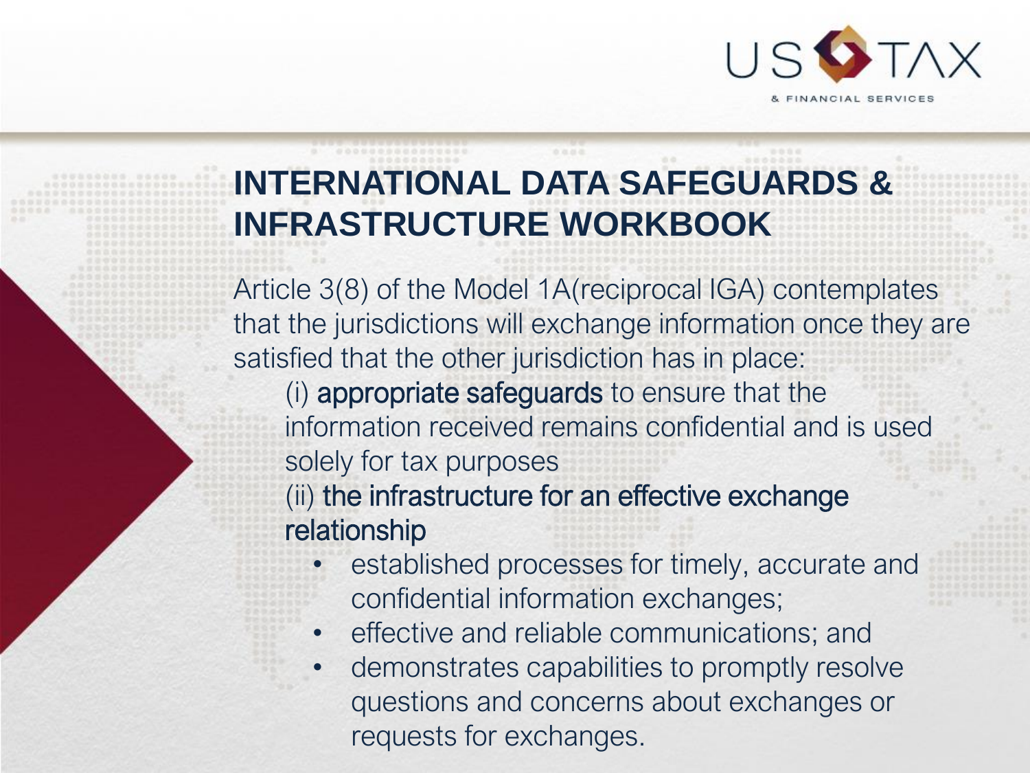# INTERNATIONAL DATA SAFEGUARDS & INFRASTRUCTURE WORKBOOK

Article 3(8) of the Model 1A(reciprocal IGA) contemplates that the jurisdictions will exchange information once they are satisfied that the other jurisdiction has in place:

(i) appropriate safeguards to ensure that the information received remains confidential and is used solely for tax purposes

(ii) the infrastructure for an effective exchange relationship

- established processes for timely, accurate and confidential information exchanges;
- effective and reliable communications; and
- demonstrates capabilities to promptly resolve questions and concerns about exchanges or requests for exchanges.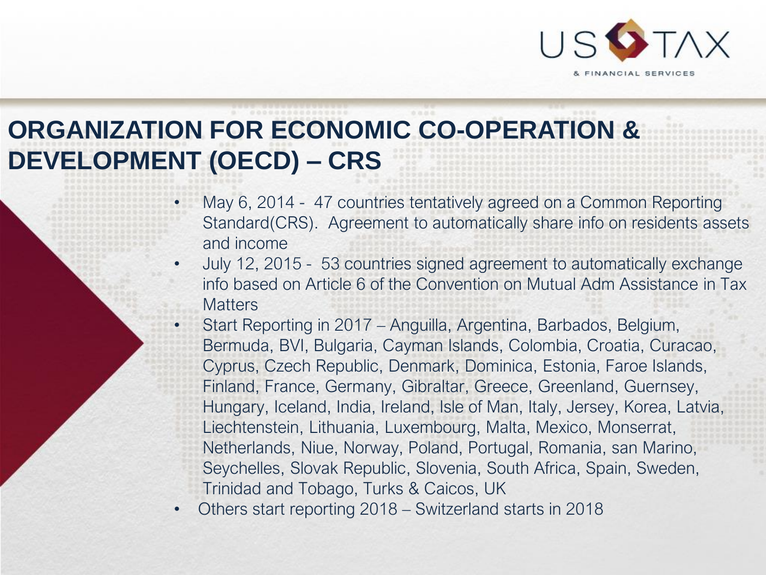# ORGANIZATION FOR ECONOMIC CO-OPERATION & DEVELOPMENT (OECD) – CRS

- May 6, 2014 - 47 countries tentatively agreed on a Common Reporting Standard(CRS). Agreement to automatically share info on residents assets and income
- July 12, 2015 - 53 countries signed agreement to automatically exchange info based on Article 6 of the Convention on Mutual Adm Assistance in Tax Matters
- Start Reporting in 2017 – Anguilla, Argentina, Barbados, Belgium, Bermuda, BVI, Bulgaria, Cayman Islands, Colombia, Croatia, Curacao, Cyprus, Czech Republic, Denmark, Dominica, Estonia, Faroe Islands, Finland, France, Germany, Gibraltar, Greece, Greenland, Guernsey, Hungary, Iceland, India, Ireland, Isle of Man, Italy, Jersey, Korea, Latvia, Liechtenstein, Lithuania, Luxembourg, Malta, Mexico, Monserrat, Netherlands, Niue, Norway, Poland, Portugal, Romania, san Marino, Seychelles, Slovak Republic, Slovenia, South Africa, Spain, Sweden, Trinidad and Tobago, Turks & Caicos, UK
- Others start reporting 2018 – Switzerland starts in 2018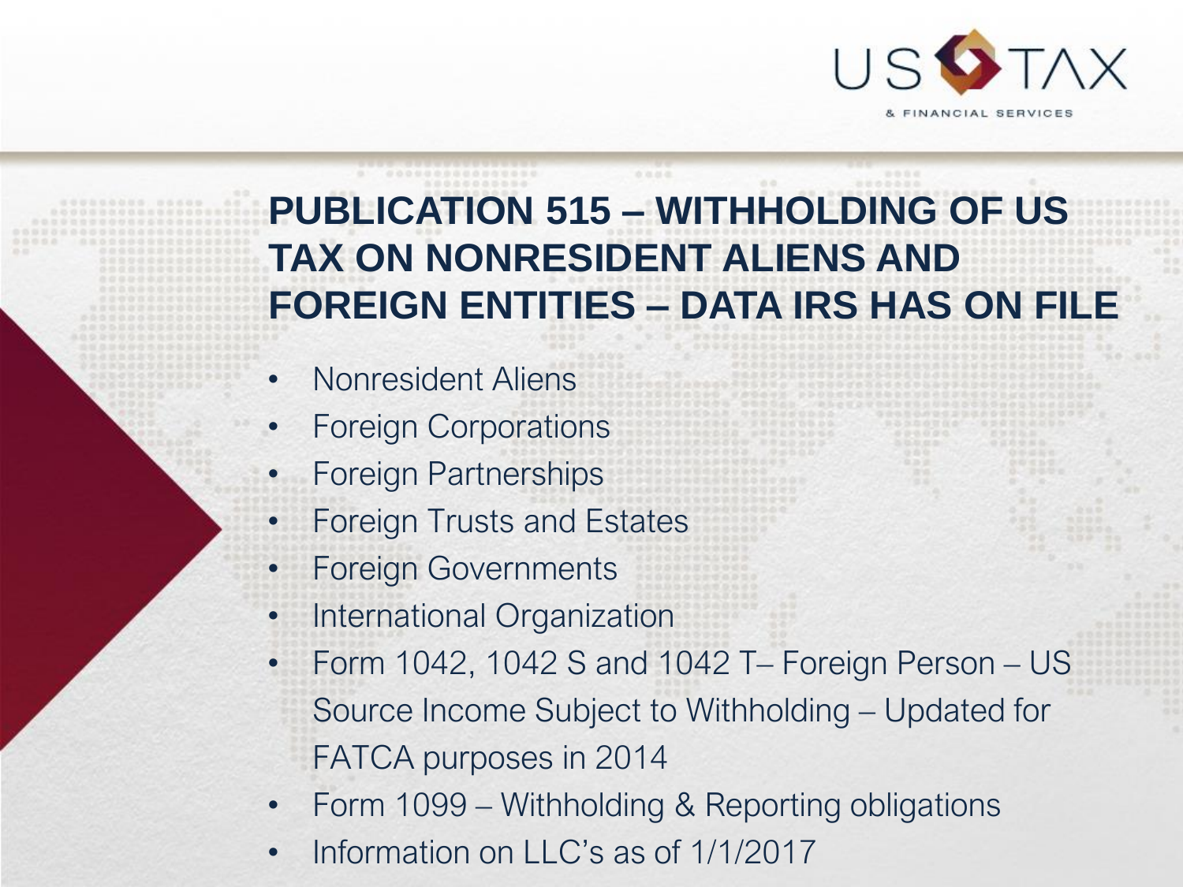# PUBLICATION 515 – WITHHOLDING OF US TAX ON NONRESIDENT ALIENS AND FOREIGN ENTITIES – DATA IRS HAS ON FILE

- Nonresident Aliens
- Foreign Corporations
- Foreign Partnerships
- Foreign Trusts and Estates
- Foreign Governments
- International Organization
- Form 1042, 1042 S and 1042 T– Foreign Person – US Source Income Subject to Withholding – Updated for FATCA purposes in 2014
- Form 1099 – Withholding & Reporting obligations
- Information on LLC's as of 1/1/2017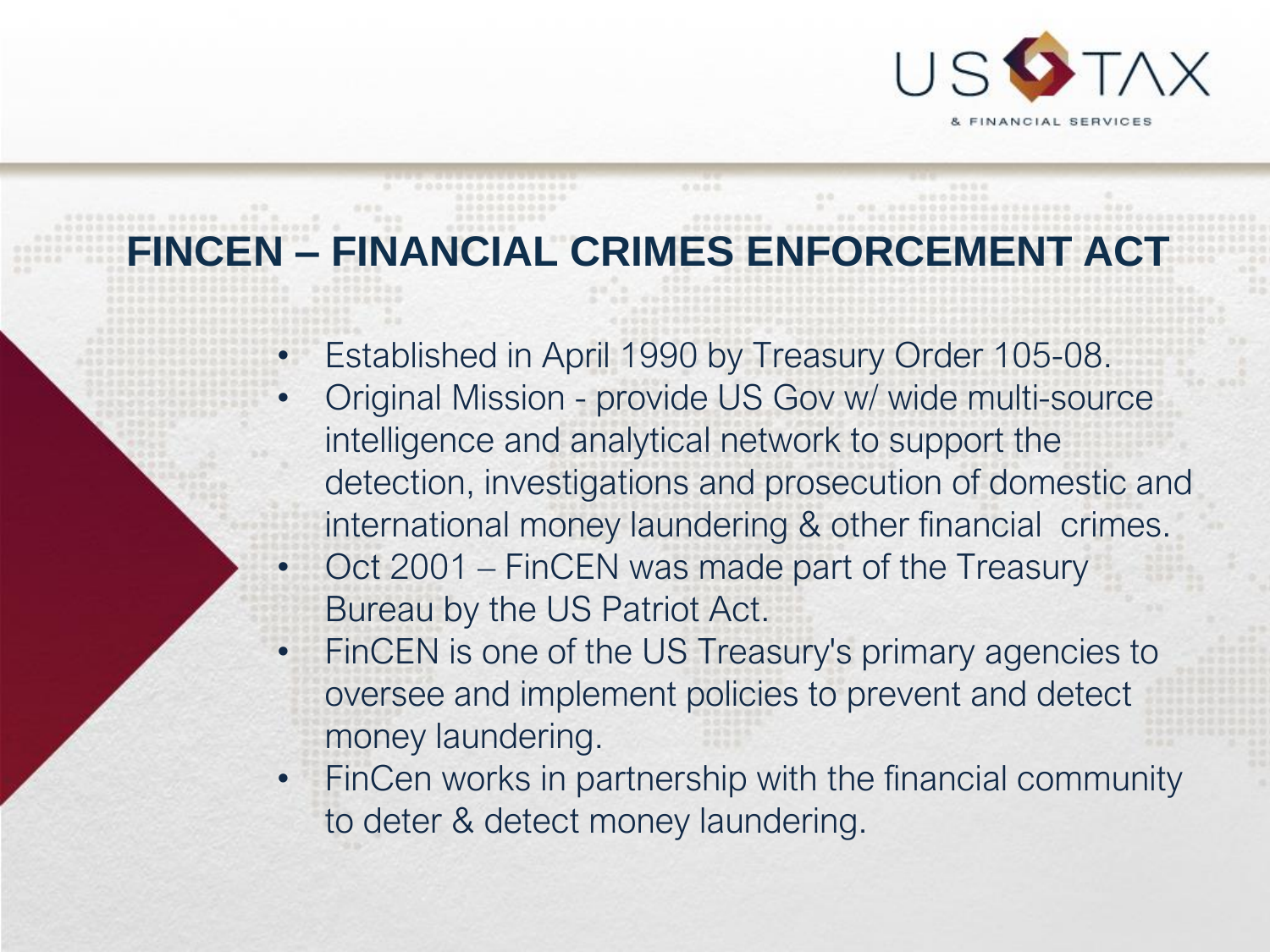# FINCEN – FINANCIAL CRIMES ENFORCEMENT ACT

- Established in April 1990 by Treasury Order 105-08.
- Original Mission - provide US Gov w/ wide multi-source intelligence and analytical network to support the detection, investigations and prosecution of domestic and international money laundering & other financial crimes.
- Oct 2001 – FinCEN was made part of the Treasury Bureau by the US Patriot Act.
- FinCEN is one of the US Treasury's primary agencies to oversee and implement policies to prevent and detect money laundering.
- FinCen works in partnership with the financial community to deter & detect money laundering.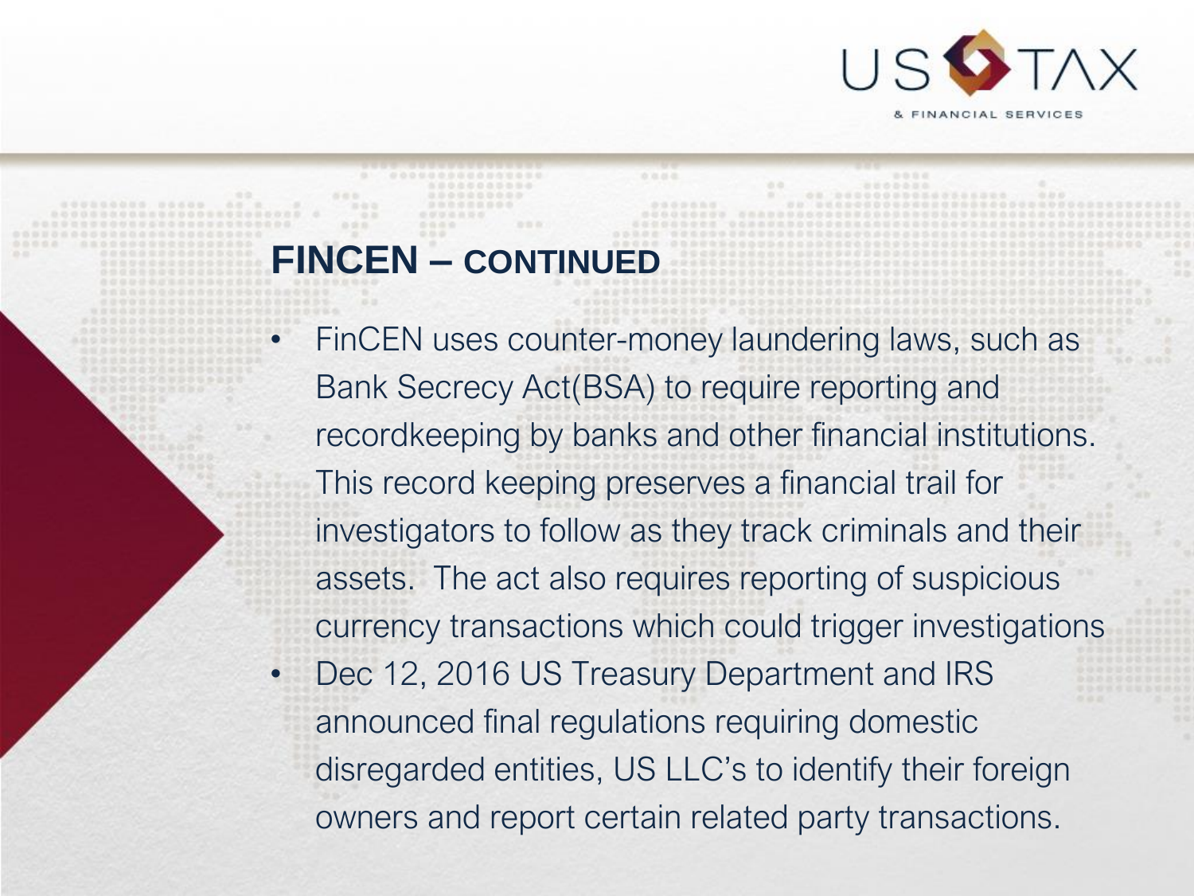## FINCEN – CONTINUED

- FinCEN uses counter-money laundering laws, such as Bank Secrecy Act(BSA) to require reporting and recordkeeping by banks and other financial institutions. This record keeping preserves a financial trail for investigators to follow as they track criminals and their assets. The act also requires reporting of suspicious currency transactions which could trigger investigations
- Dec 12, 2016 US Treasury Department and IRS announced final regulations requiring domestic disregarded entities, US LLC's to identify their foreign owners and report certain related party transactions.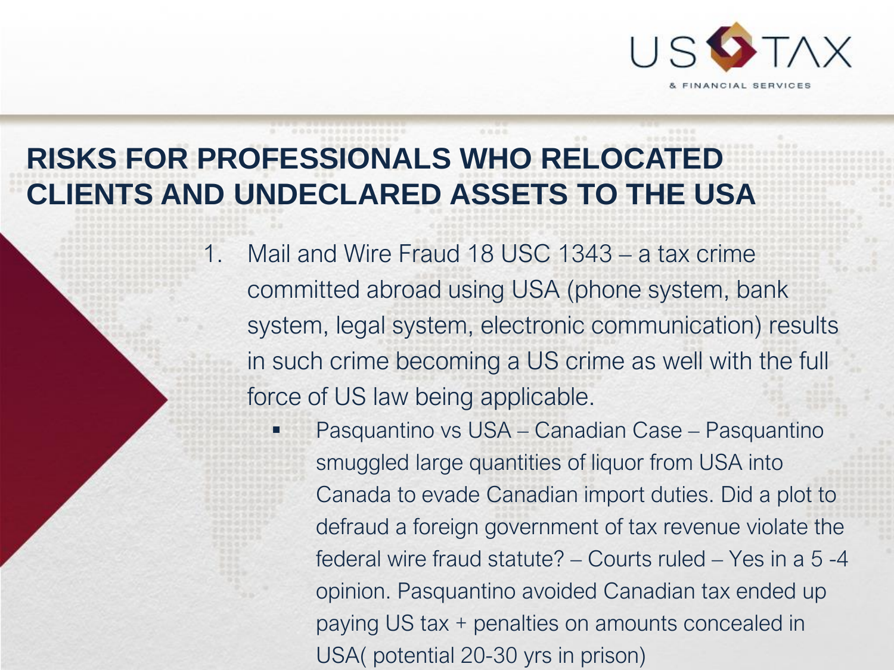# RISKS FOR PROFESSIONALS WHO RELOCATED CLIENTS AND UNDECLARED ASSETS TO THE USA

1. Mail and Wire Fraud 18 USC 1343 – a tax crime committed abroad using USA (phone system, bank system, legal system, electronic communication) results in such crime becoming a US crime as well with the full force of US law being applicable.
   - Pasquantino vs USA – Canadian Case – Pasquantino smuggled large quantities of liquor from USA into Canada to evade Canadian import duties. Did a plot to defraud a foreign government of tax revenue violate the federal wire fraud statute? – Courts ruled – Yes in a 5 -4 opinion. Pasquantino avoided Canadian tax ended up paying US tax + penalties on amounts concealed in USA( potential 20-30 yrs in prison)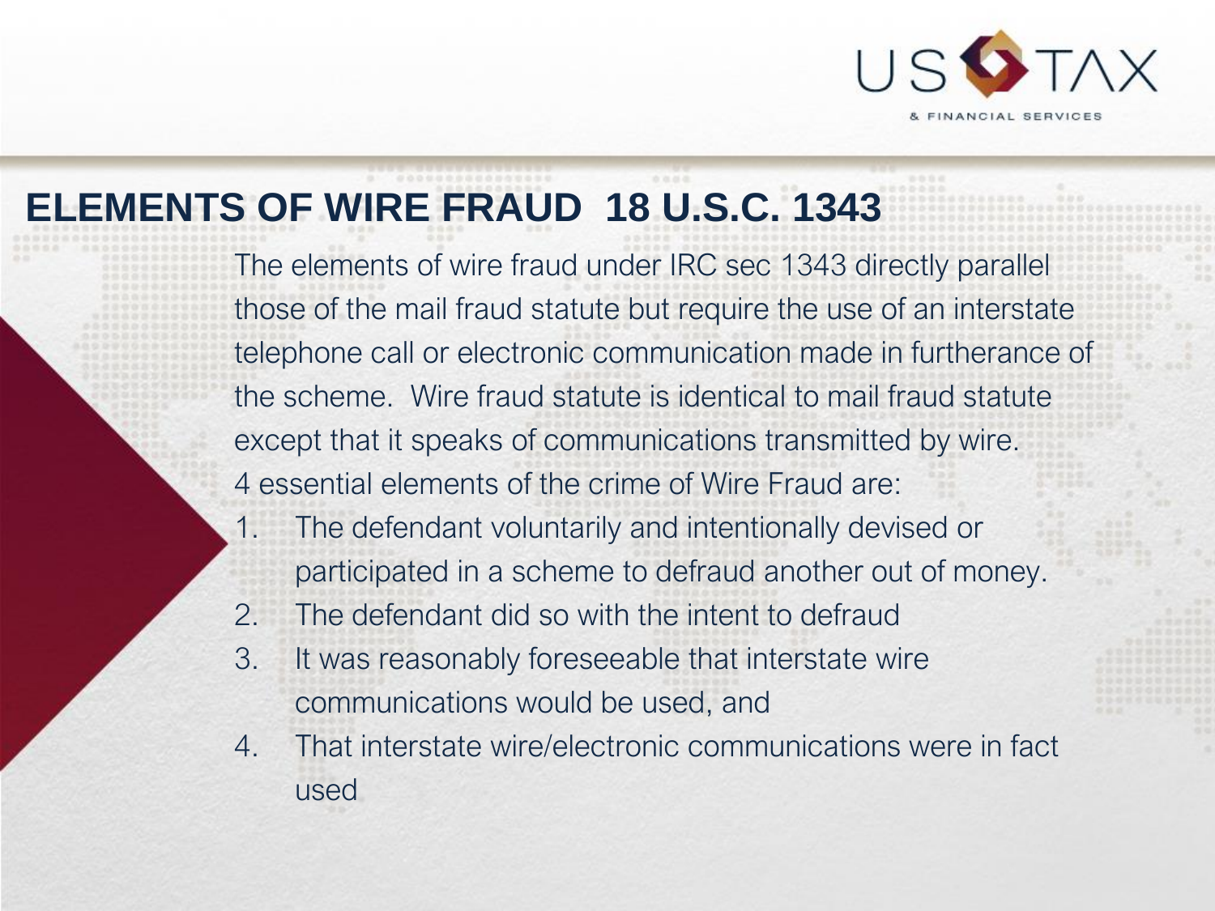## ELEMENTS OF WIRE FRAUD 18 U.S.C. 1343

The elements of wire fraud under IRC sec 1343 directly parallel those of the mail fraud statute but require the use of an interstate telephone call or electronic communication made in furtherance of the scheme. Wire fraud statute is identical to mail fraud statute except that it speaks of communications transmitted by wire.

4 essential elements of the crime of Wire Fraud are:

1. The defendant voluntarily and intentionally devised or participated in a scheme to defraud another out of money.
2. The defendant did so with the intent to defraud
3. It was reasonably foreseeable that interstate wire communications would be used, and
4. That interstate wire/electronic communications were in fact used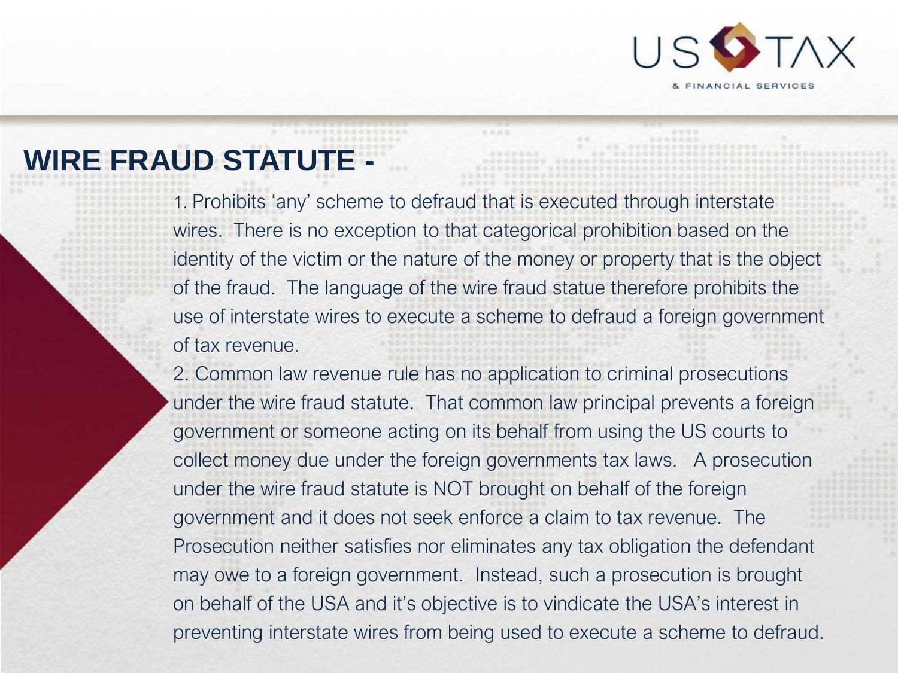# WIRE FRAUD STATUTE -

1. Prohibits 'any' scheme to defraud that is executed through interstate wires. There is no exception to that categorical prohibition based on the identity of the victim or the nature of the money or property that is the object of the fraud. The language of the wire fraud statue therefore prohibits the use of interstate wires to execute a scheme to defraud a foreign government of tax revenue.
2. Common law revenue rule has no application to criminal prosecutions under the wire fraud statute. That common law principal prevents a foreign government or someone acting on its behalf from using the US courts to collect money due under the foreign governments tax laws. A prosecution under the wire fraud statute is NOT brought on behalf of the foreign government and it does not seek enforce a claim to tax revenue. The Prosecution neither satisfies nor eliminates any tax obligation the defendant may owe to a foreign government. Instead, such a prosecution is brought on behalf of the USA and it's objective is to vindicate the USA's interest in preventing interstate wires from being used to execute a scheme to defraud.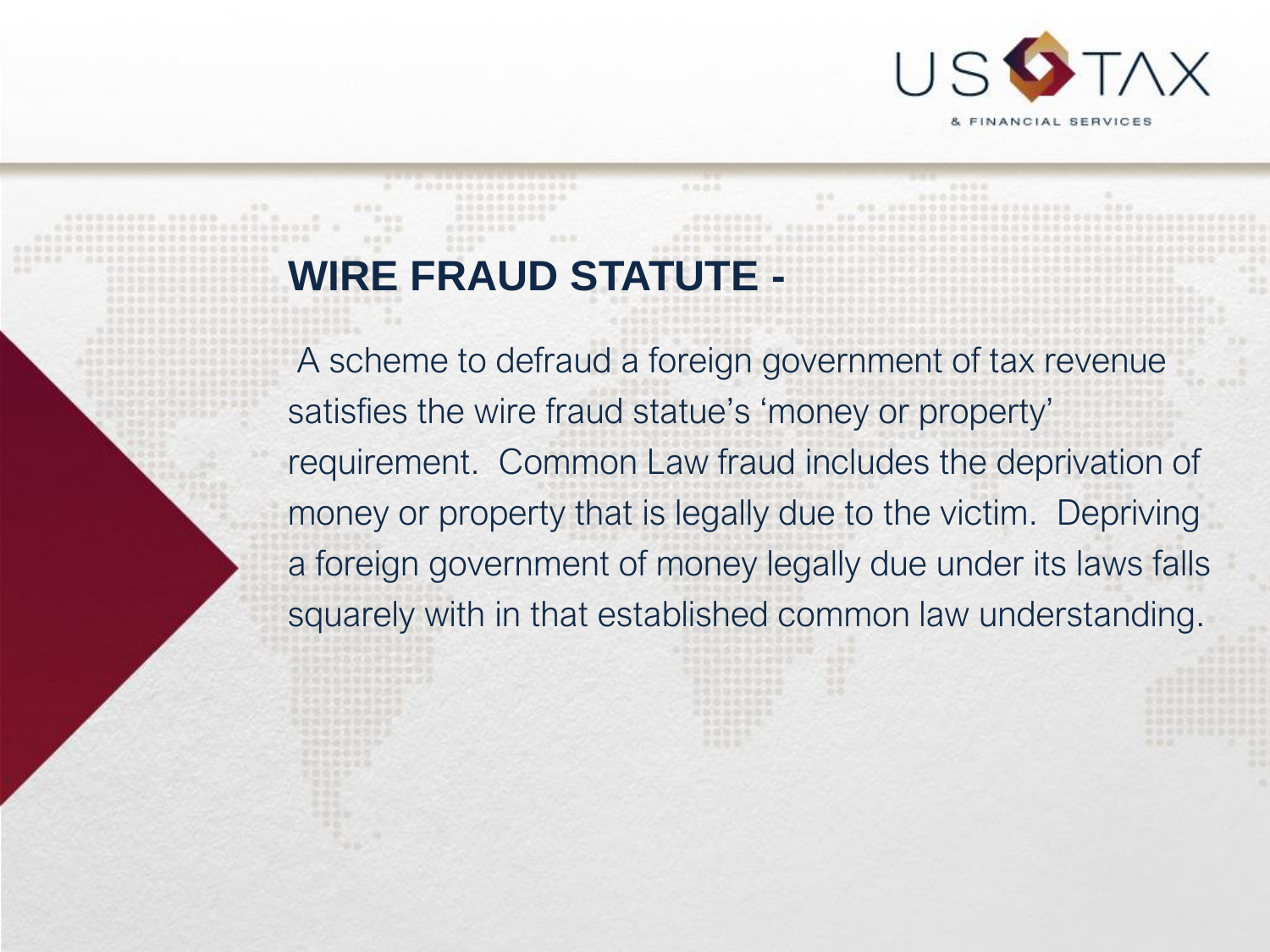## WIRE FRAUD STATUTE -

A scheme to defraud a foreign government of tax revenue satisfies the wire fraud statue's 'money or property' requirement. Common Law fraud includes the deprivation of money or property that is legally due to the victim. Depriving a foreign government of money legally due under its laws falls squarely with in that established common law understanding.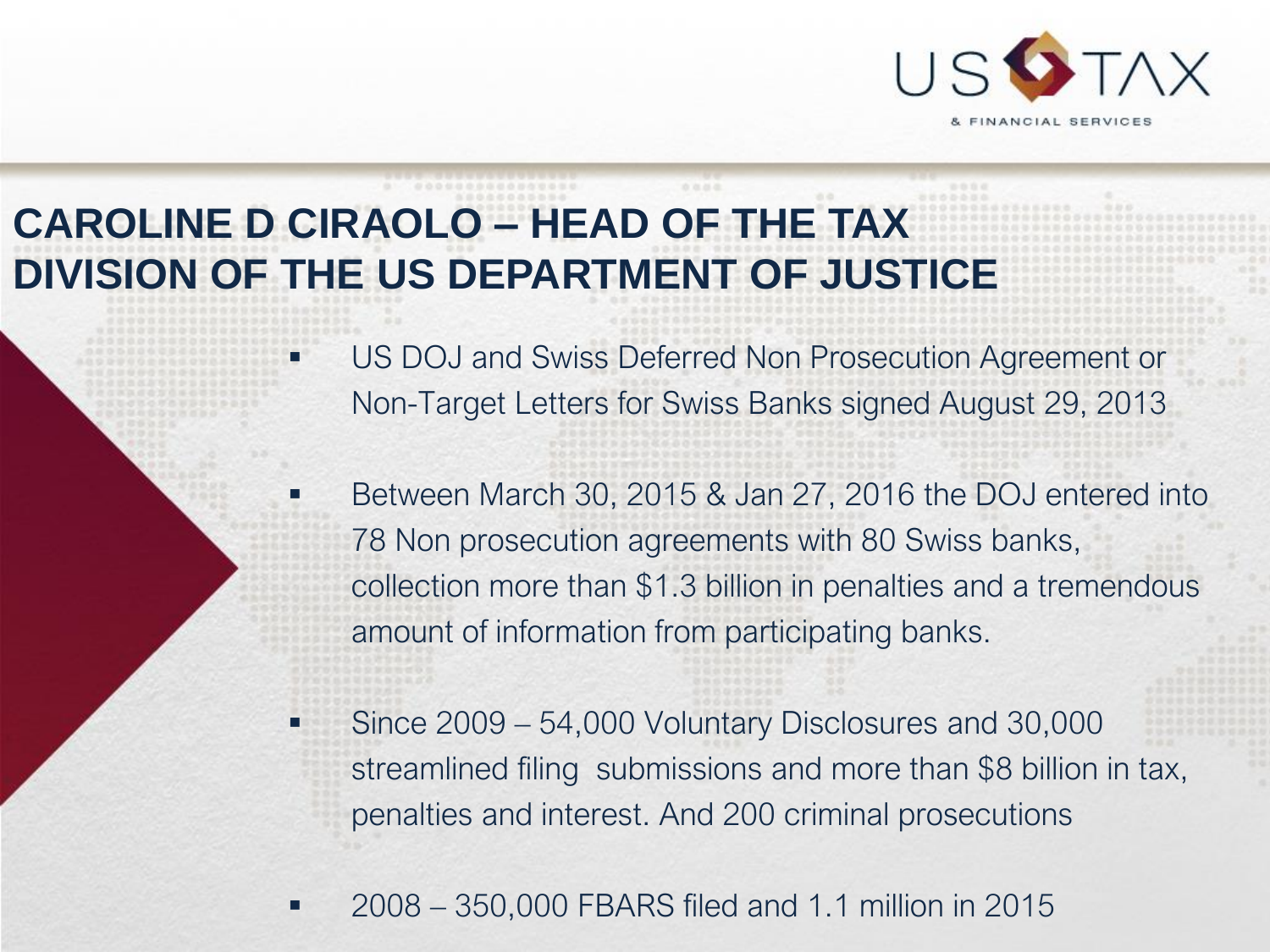# CAROLINE D CIRAOLO – HEAD OF THE TAX DIVISION OF THE US DEPARTMENT OF JUSTICE

- US DOJ and Swiss Deferred Non Prosecution Agreement or Non-Target Letters for Swiss Banks signed August 29, 2013
- Between March 30, 2015 & Jan 27, 2016 the DOJ entered into 78 Non prosecution agreements with 80 Swiss banks, collection more than $1.3 billion in penalties and a tremendous amount of information from participating banks.
- Since 2009 – 54,000 Voluntary Disclosures and 30,000 streamlined filing submissions and more than $8 billion in tax, penalties and interest. And 200 criminal prosecutions
- 2008 – 350,000 FBARS filed and 1.1 million in 2015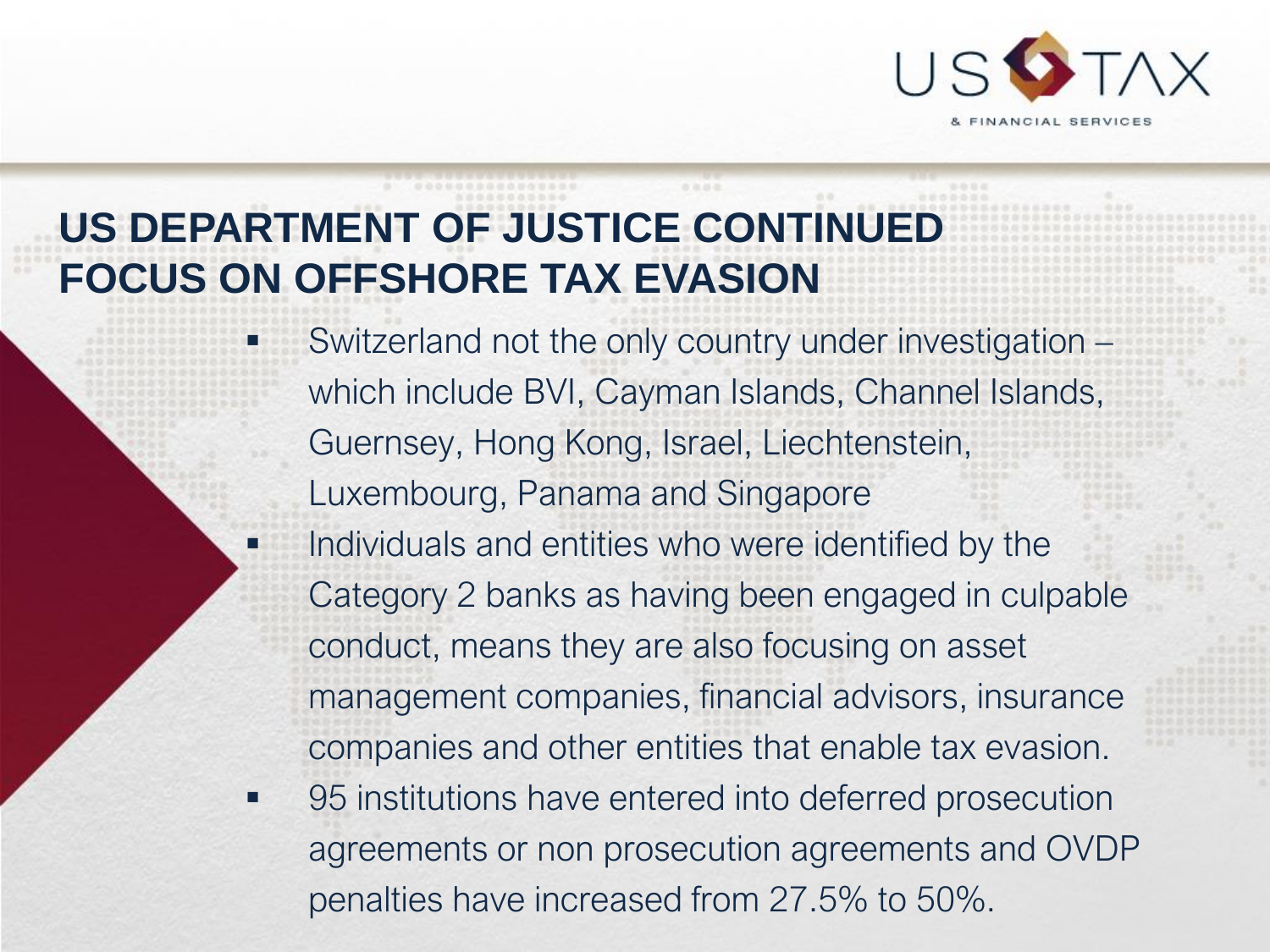# US DEPARTMENT OF JUSTICE CONTINUED FOCUS ON OFFSHORE TAX EVASION

- Switzerland not the only country under investigation – which include BVI, Cayman Islands, Channel Islands, Guernsey, Hong Kong, Israel, Liechtenstein, Luxembourg, Panama and Singapore
- Individuals and entities who were identified by the Category 2 banks as having been engaged in culpable conduct, means they are also focusing on asset management companies, financial advisors, insurance companies and other entities that enable tax evasion.
- 95 institutions have entered into deferred prosecution agreements or non prosecution agreements and OVDP penalties have increased from 27.5% to 50%.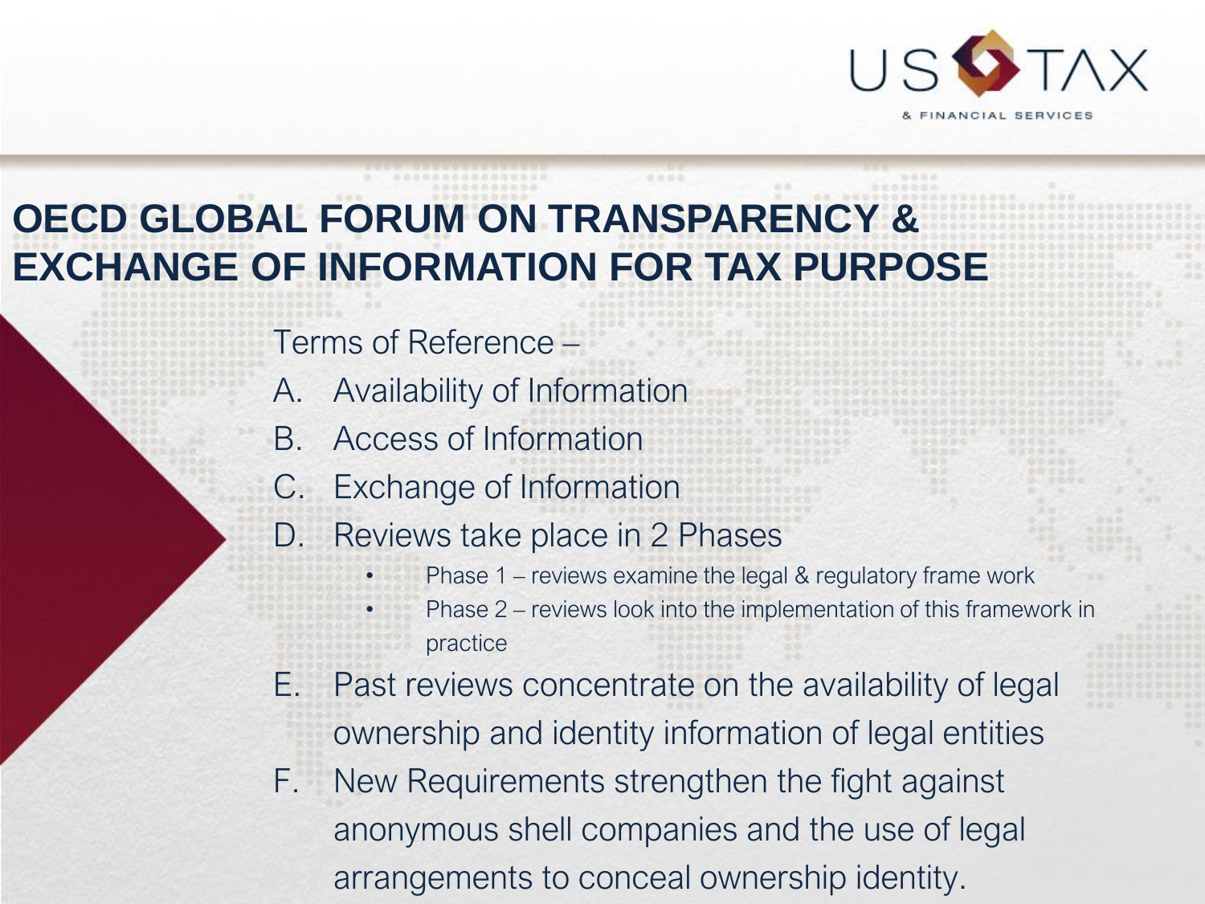# OECD GLOBAL FORUM ON TRANSPARENCY & EXCHANGE OF INFORMATION FOR TAX PURPOSE

Terms of Reference –

A. Availability of Information
B. Access of Information
C. Exchange of Information
D. Reviews take place in 2 Phases
   - Phase 1 – reviews examine the legal & regulatory frame work
   - Phase 2 – reviews look into the implementation of this framework in practice
E. Past reviews concentrate on the availability of legal ownership and identity information of legal entities
F. New Requirements strengthen the fight against anonymous shell companies and the use of legal arrangements to conceal ownership identity.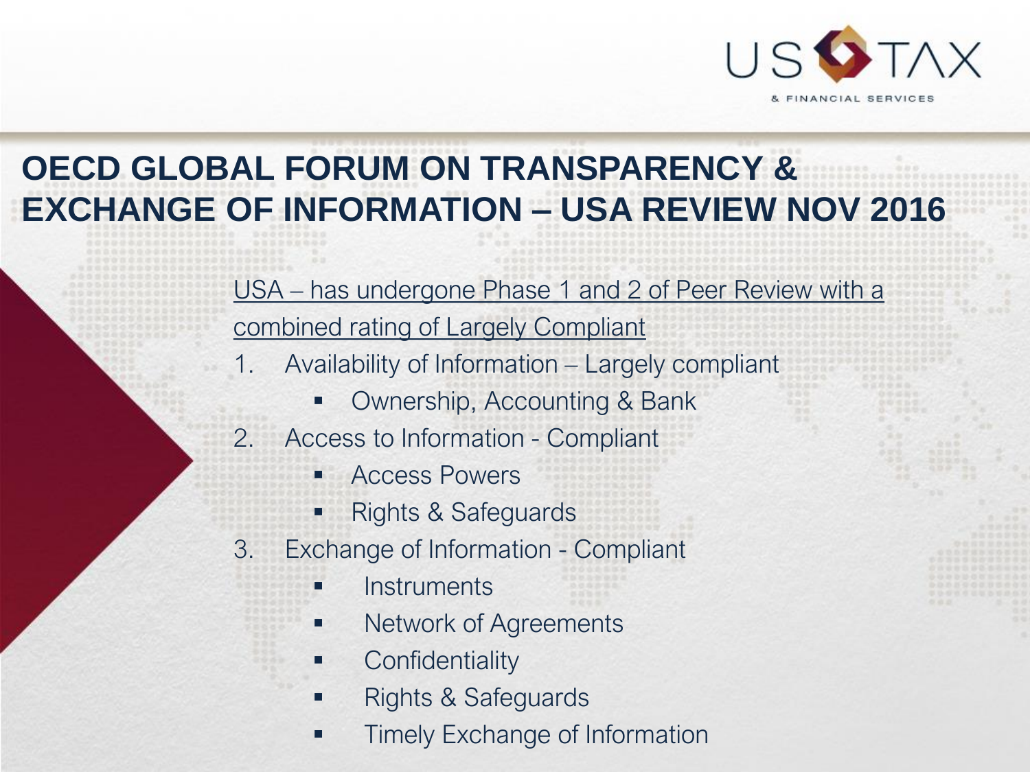# OECD GLOBAL FORUM ON TRANSPARENCY & EXCHANGE OF INFORMATION – USA REVIEW NOV 2016

<u>USA – has undergone Phase 1 and 2 of Peer Review with a combined rating of Largely Compliant</u>

1. Availability of Information – Largely compliant
   - Ownership, Accounting & Bank
2. Access to Information - Compliant
   - Access Powers
   - Rights & Safeguards
3. Exchange of Information - Compliant
   - Instruments
   - Network of Agreements
   - Confidentiality
   - Rights & Safeguards
   - Timely Exchange of Information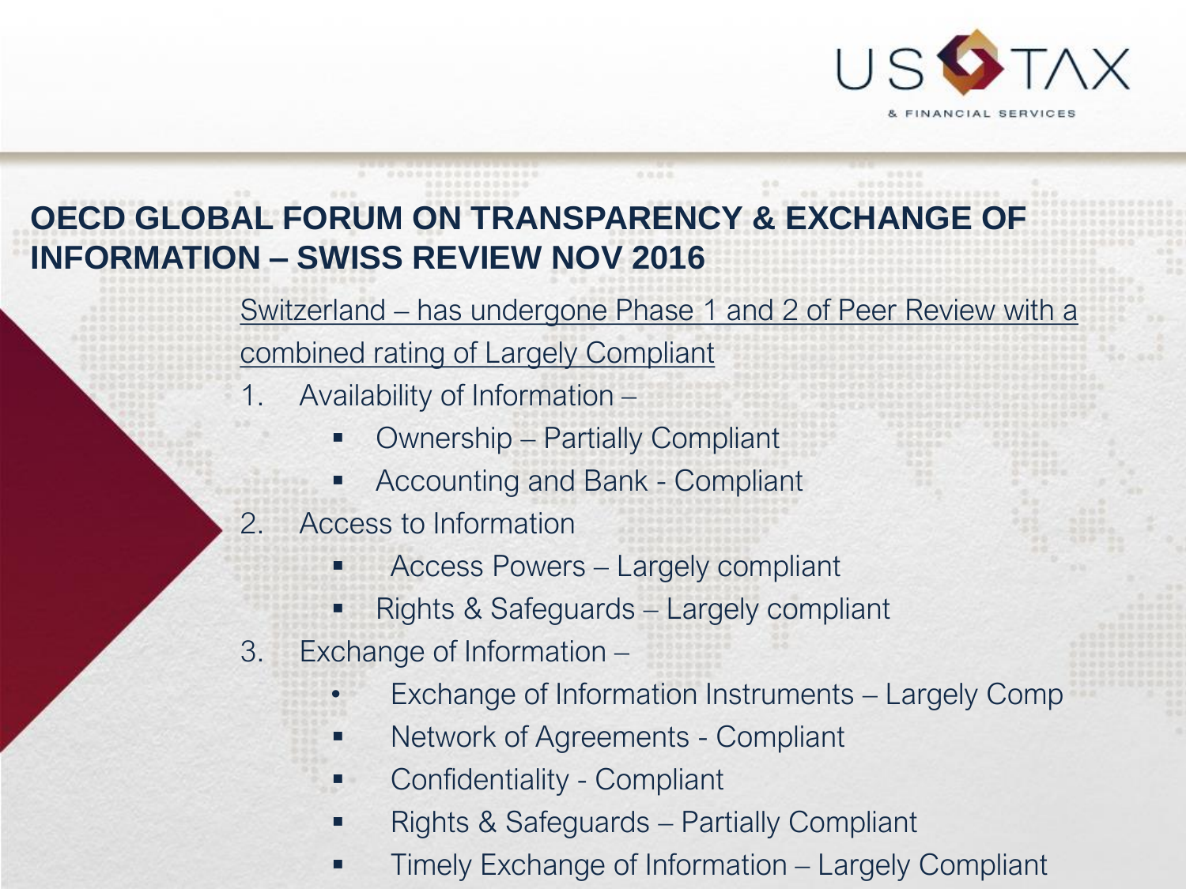## OECD GLOBAL FORUM ON TRANSPARENCY & EXCHANGE OF INFORMATION – SWISS REVIEW NOV 2016

Switzerland – has undergone Phase 1 and 2 of Peer Review with a combined rating of Largely Compliant

1. Availability of Information –
   - Ownership – Partially Compliant
   - Accounting and Bank - Compliant
2. Access to Information
   - Access Powers – Largely compliant
   - Rights & Safeguards – Largely compliant
3. Exchange of Information –
   - Exchange of Information Instruments – Largely Comp
   - Network of Agreements - Compliant
   - Confidentiality - Compliant
   - Rights & Safeguards – Partially Compliant
   - Timely Exchange of Information – Largely Compliant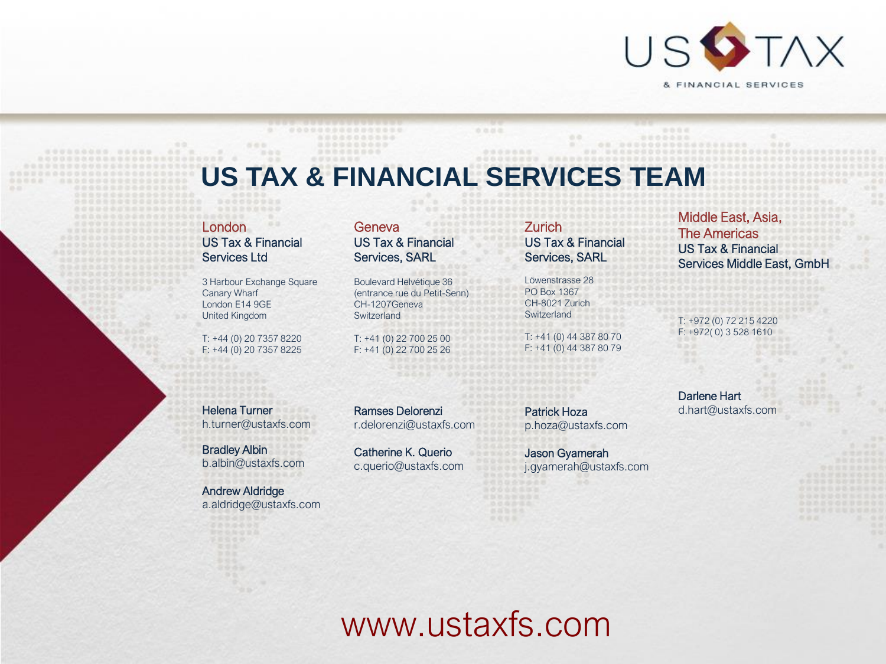US TAX & FINANCIAL SERVICES

# US TAX & FINANCIAL SERVICES TEAM

## London

US Tax & Financial Services Ltd

3 Harbour Exchange Square
Canary Wharf
London E14 9GE
United Kingdom

T: +44 (0) 20 7357 8220
F: +44 (0) 20 7357 8225

Helena Turner
h.turner@ustaxfs.com

Bradley Albin
b.albin@ustaxfs.com

Andrew Aldridge
a.aldridge@ustaxfs.com

## Geneva

US Tax & Financial Services, SARL

Boulevard Helvétique 36
(entrance rue du Petit-Senn)
CH-1207Geneva
Switzerland

T: +41 (0) 22 700 25 00
F: +41 (0) 22 700 25 26

Ramses Delorenzi
r.delorenzi@ustaxfs.com

Catherine K. Querio
c.querio@ustaxfs.com

## Zurich

US Tax & Financial Services, SARL

Löwenstrasse 28
PO Box 1367
CH-8021 Zurich
Switzerland

T: +41 (0) 44 387 80 70
F: +41 (0) 44 387 80 79

Patrick Hoza
p.hoza@ustaxfs.com

Jason Gyamerah
j.gyamerah@ustaxfs.com

## Middle East, Asia, The Americas

US Tax & Financial Services Middle East, GmbH

T: +972 (0) 72 215 4220
F: +972( 0) 3 528 1610

Darlene Hart
d.hart@ustaxfs.com

www.ustaxfs.com